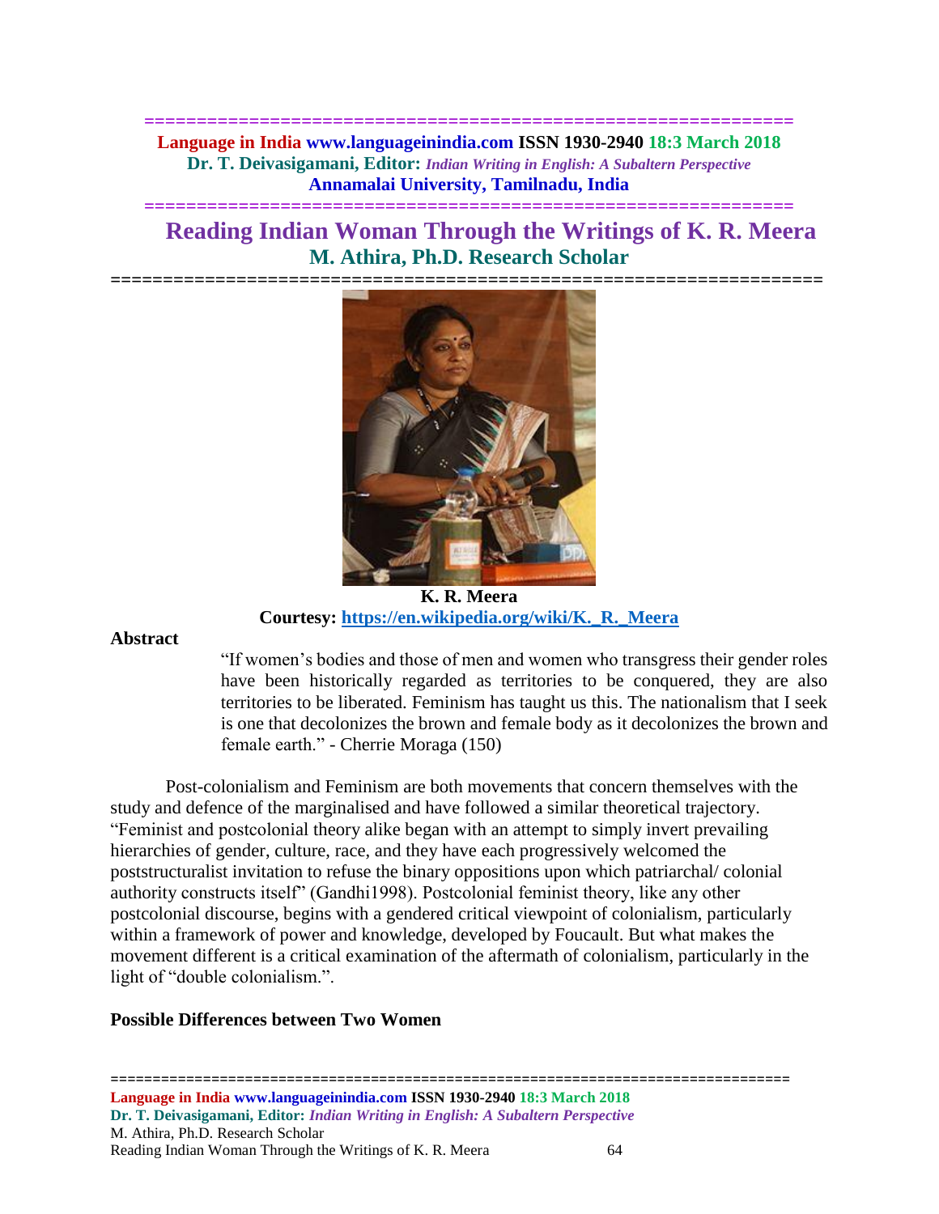# Reading Indian Woman Through the Writings of K. R. Meera

## M. Athira, Ph.D. Research Scholar

**K. R. Meera**
**Courtesy: https://en.wikipedia.org/wiki/K._R._Meera**

## Abstract

> "If women's bodies and those of men and women who transgress their gender roles have been historically regarded as territories to be conquered, they are also territories to be liberated. Feminism has taught us this. The nationalism that I seek is one that decolonizes the brown and female body as it decolonizes the brown and female earth." - Cherrie Moraga (150)

Post-colonialism and Feminism are both movements that concern themselves with the study and defence of the marginalised and have followed a similar theoretical trajectory. "Feminist and postcolonial theory alike began with an attempt to simply invert prevailing hierarchies of gender, culture, race, and they have each progressively welcomed the poststructuralist invitation to refuse the binary oppositions upon which patriarchal/ colonial authority constructs itself" (Gandhi1998). Postcolonial feminist theory, like any other postcolonial discourse, begins with a gendered critical viewpoint of colonialism, particularly within a framework of power and knowledge, developed by Foucault. But what makes the movement different is a critical examination of the aftermath of colonialism, particularly in the light of "double colonialism.".

## Possible Differences between Two Women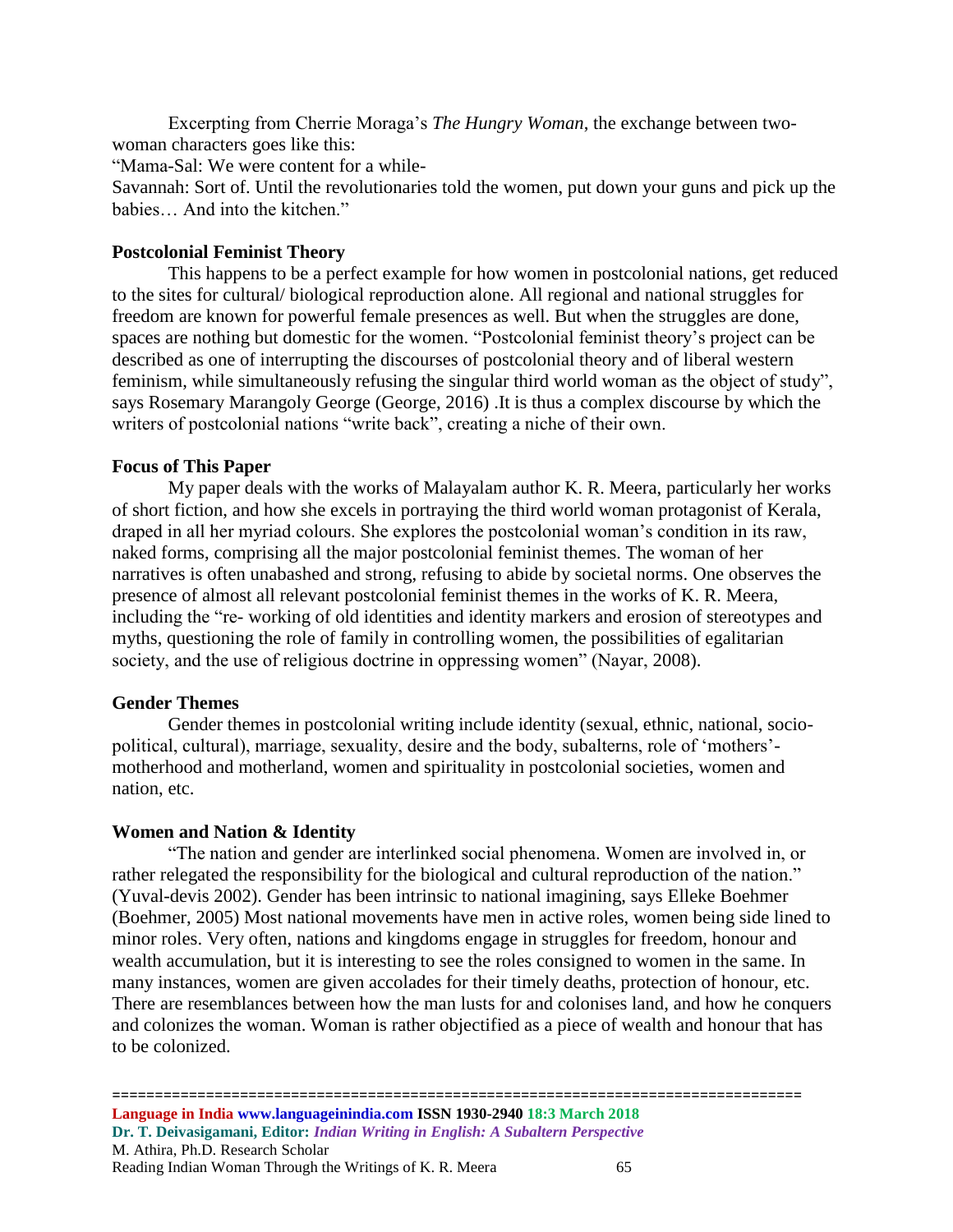Excerpting from Cherrie Moraga's *The Hungry Woman*, the exchange between two-woman characters goes like this:

"Mama-Sal: We were content for a while-

Savannah: Sort of. Until the revolutionaries told the women, put down your guns and pick up the babies… And into the kitchen."

**Postcolonial Feminist Theory**

This happens to be a perfect example for how women in postcolonial nations, get reduced to the sites for cultural/ biological reproduction alone. All regional and national struggles for freedom are known for powerful female presences as well. But when the struggles are done, spaces are nothing but domestic for the women. "Postcolonial feminist theory's project can be described as one of interrupting the discourses of postcolonial theory and of liberal western feminism, while simultaneously refusing the singular third world woman as the object of study", says Rosemary Marangoly George (George, 2016) .It is thus a complex discourse by which the writers of postcolonial nations "write back", creating a niche of their own.

**Focus of This Paper**

My paper deals with the works of Malayalam author K. R. Meera, particularly her works of short fiction, and how she excels in portraying the third world woman protagonist of Kerala, draped in all her myriad colours. She explores the postcolonial woman's condition in its raw, naked forms, comprising all the major postcolonial feminist themes. The woman of her narratives is often unabashed and strong, refusing to abide by societal norms. One observes the presence of almost all relevant postcolonial feminist themes in the works of K. R. Meera, including the "re- working of old identities and identity markers and erosion of stereotypes and myths, questioning the role of family in controlling women, the possibilities of egalitarian society, and the use of religious doctrine in oppressing women" (Nayar, 2008).

**Gender Themes**

Gender themes in postcolonial writing include identity (sexual, ethnic, national, socio-political, cultural), marriage, sexuality, desire and the body, subalterns, role of 'mothers'- motherhood and motherland, women and spirituality in postcolonial societies, women and nation, etc.

**Women and Nation & Identity**

"The nation and gender are interlinked social phenomena. Women are involved in, or rather relegated the responsibility for the biological and cultural reproduction of the nation." (Yuval-devis 2002). Gender has been intrinsic to national imagining, says Elleke Boehmer (Boehmer, 2005) Most national movements have men in active roles, women being side lined to minor roles. Very often, nations and kingdoms engage in struggles for freedom, honour and wealth accumulation, but it is interesting to see the roles consigned to women in the same. In many instances, women are given accolades for their timely deaths, protection of honour, etc. There are resemblances between how the man lusts for and colonises land, and how he conquers and colonizes the woman. Woman is rather objectified as a piece of wealth and honour that has to be colonized.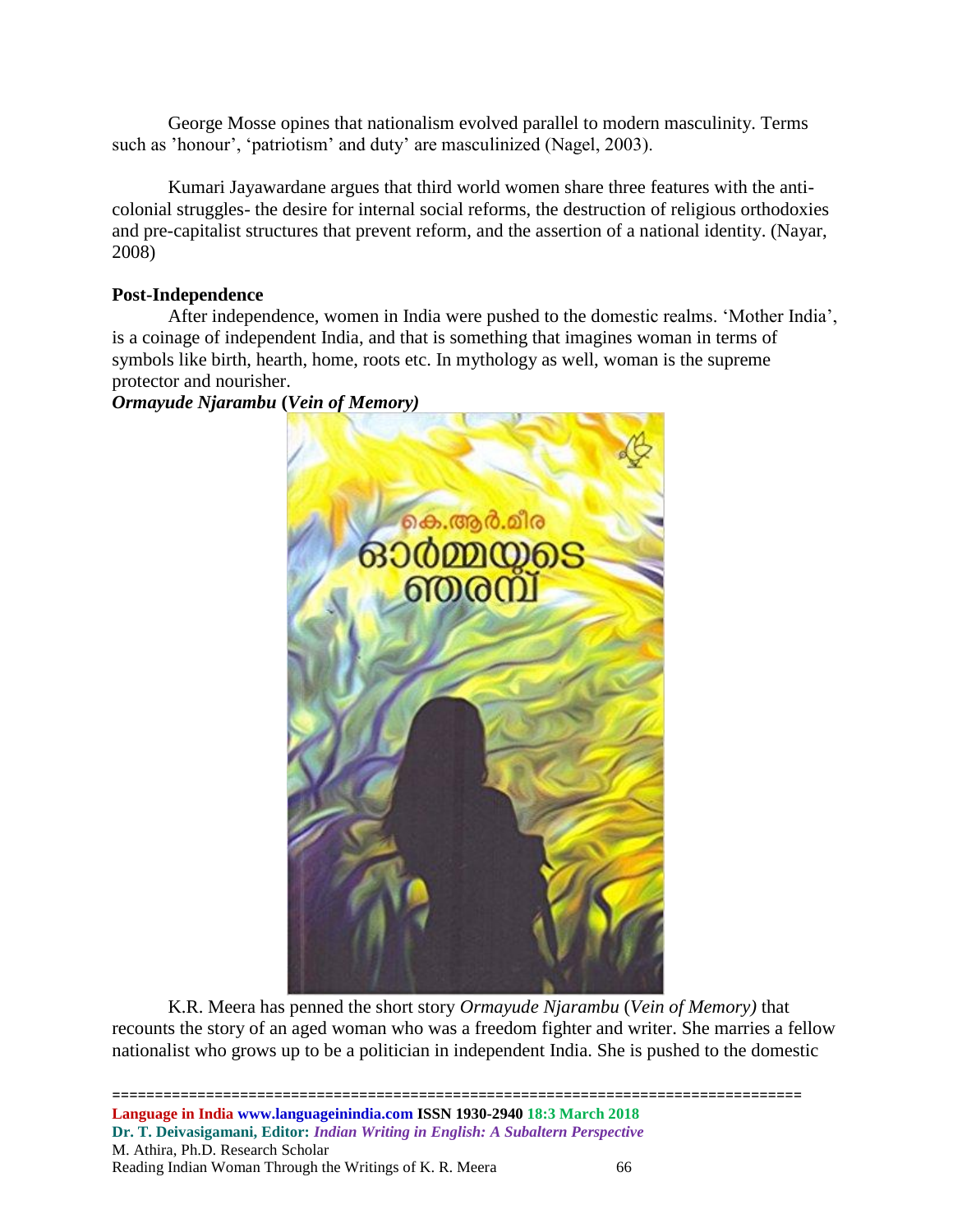George Mosse opines that nationalism evolved parallel to modern masculinity. Terms such as 'honour', 'patriotism' and duty' are masculinized (Nagel, 2003).

Kumari Jayawardane argues that third world women share three features with the anti-colonial struggles- the desire for internal social reforms, the destruction of religious orthodoxies and pre-capitalist structures that prevent reform, and the assertion of a national identity. (Nayar, 2008)

**Post-Independence**

After independence, women in India were pushed to the domestic realms. 'Mother India', is a coinage of independent India, and that is something that imagines woman in terms of symbols like birth, hearth, home, roots etc. In mythology as well, woman is the supreme protector and nourisher.

***Ormayude Njarambu* (*Vein of Memory*)**

K.R. Meera has penned the short story *Ormayude Njarambu* (*Vein of Memory)* that recounts the story of an aged woman who was a freedom fighter and writer. She marries a fellow nationalist who grows up to be a politician in independent India. She is pushed to the domestic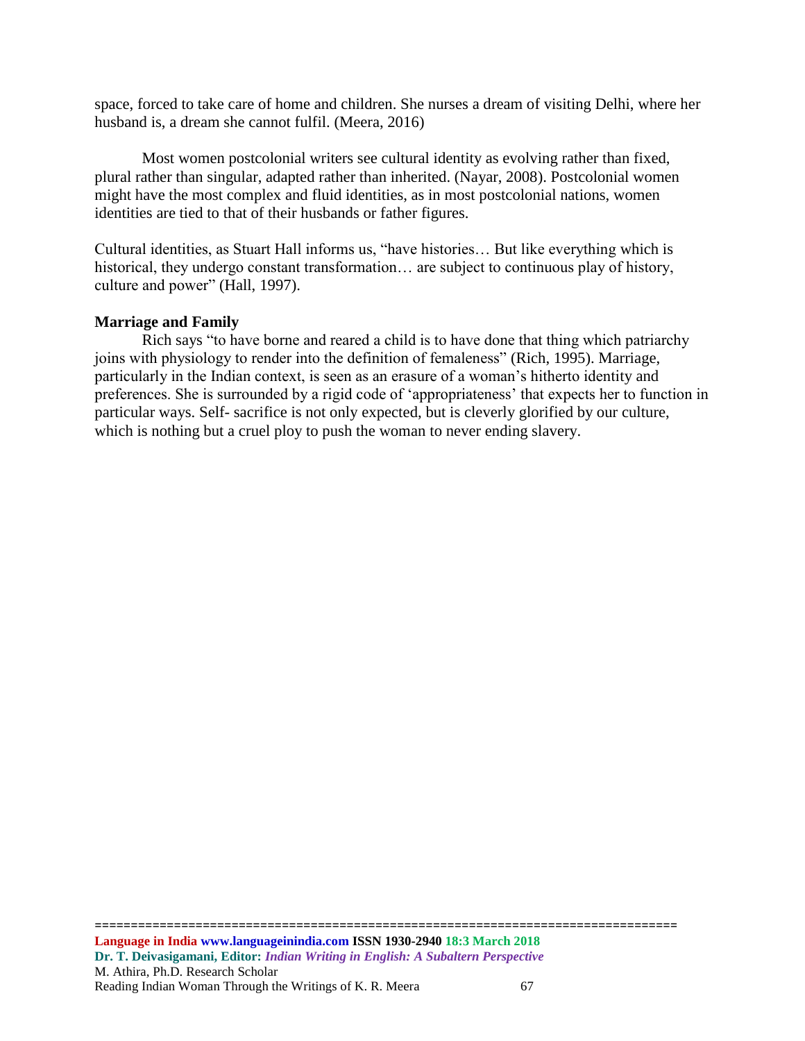space, forced to take care of home and children. She nurses a dream of visiting Delhi, where her husband is, a dream she cannot fulfil. (Meera, 2016)

Most women postcolonial writers see cultural identity as evolving rather than fixed, plural rather than singular, adapted rather than inherited. (Nayar, 2008). Postcolonial women might have the most complex and fluid identities, as in most postcolonial nations, women identities are tied to that of their husbands or father figures.

Cultural identities, as Stuart Hall informs us, "have histories… But like everything which is historical, they undergo constant transformation… are subject to continuous play of history, culture and power" (Hall, 1997).

**Marriage and Family**

Rich says "to have borne and reared a child is to have done that thing which patriarchy joins with physiology to render into the definition of femaleness" (Rich, 1995). Marriage, particularly in the Indian context, is seen as an erasure of a woman's hitherto identity and preferences. She is surrounded by a rigid code of 'appropriateness' that expects her to function in particular ways. Self- sacrifice is not only expected, but is cleverly glorified by our culture, which is nothing but a cruel ploy to push the woman to never ending slavery.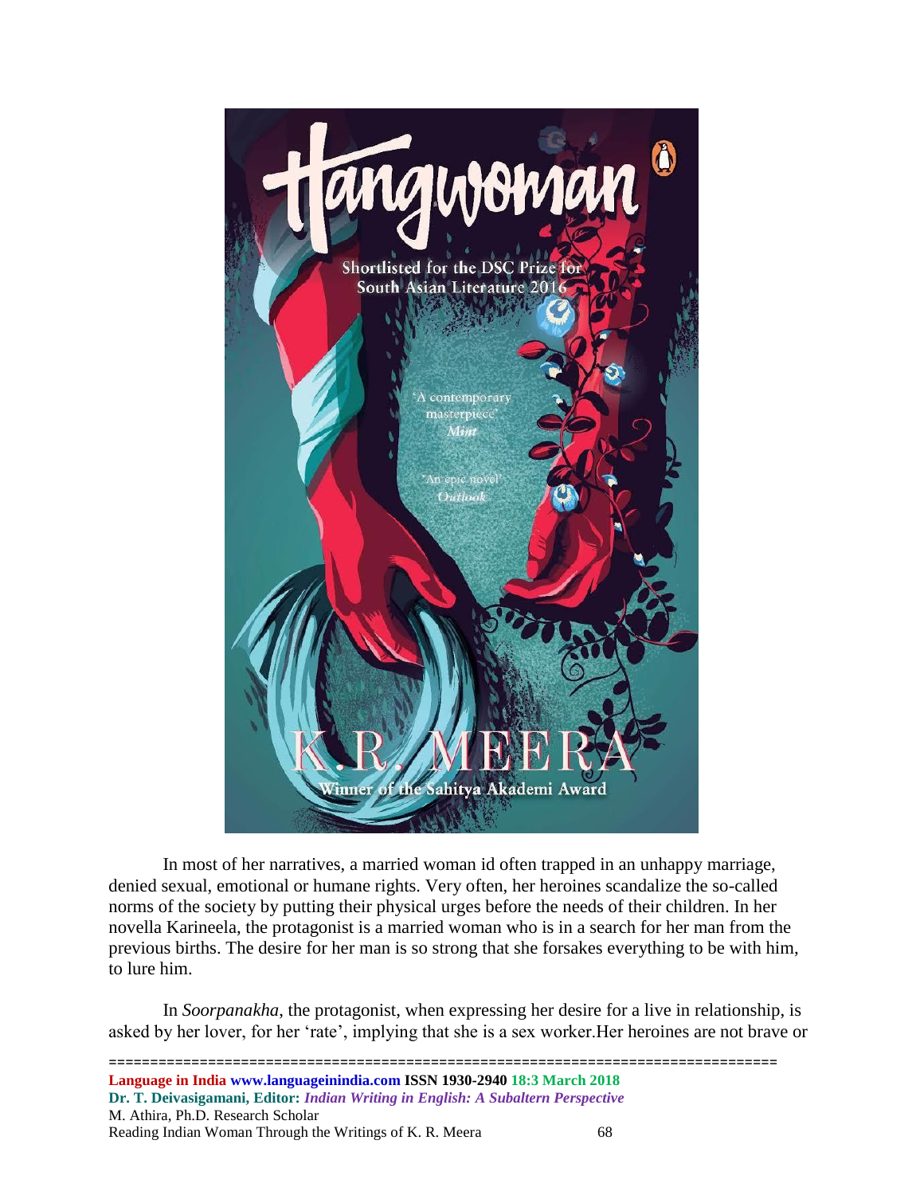In most of her narratives, a married woman id often trapped in an unhappy marriage, denied sexual, emotional or humane rights. Very often, her heroines scandalize the so-called norms of the society by putting their physical urges before the needs of their children. In her novella Karineela, the protagonist is a married woman who is in a search for her man from the previous births. The desire for her man is so strong that she forsakes everything to be with him, to lure him.

In *Soorpanakha*, the protagonist, when expressing her desire for a live in relationship, is asked by her lover, for her 'rate', implying that she is a sex worker.Her heroines are not brave or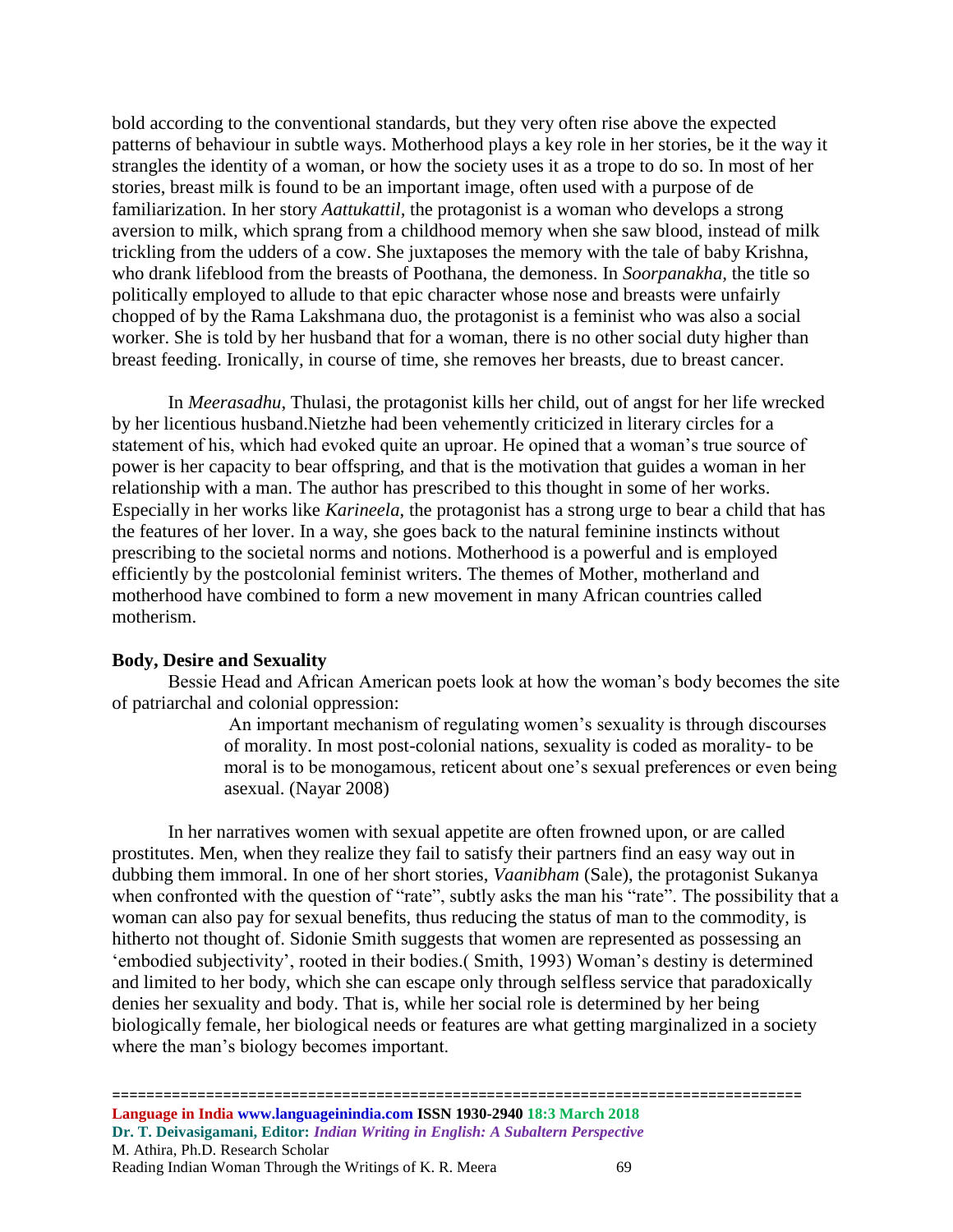bold according to the conventional standards, but they very often rise above the expected patterns of behaviour in subtle ways. Motherhood plays a key role in her stories, be it the way it strangles the identity of a woman, or how the society uses it as a trope to do so. In most of her stories, breast milk is found to be an important image, often used with a purpose of de familiarization. In her story *Aattukattil*, the protagonist is a woman who develops a strong aversion to milk, which sprang from a childhood memory when she saw blood, instead of milk trickling from the udders of a cow. She juxtaposes the memory with the tale of baby Krishna, who drank lifeblood from the breasts of Poothana, the demoness. In *Soorpanakha*, the title so politically employed to allude to that epic character whose nose and breasts were unfairly chopped of by the Rama Lakshmana duo, the protagonist is a feminist who was also a social worker. She is told by her husband that for a woman, there is no other social duty higher than breast feeding. Ironically, in course of time, she removes her breasts, due to breast cancer.

In *Meerasadhu*, Thulasi, the protagonist kills her child, out of angst for her life wrecked by her licentious husband.Nietzhe had been vehemently criticized in literary circles for a statement of his, which had evoked quite an uproar. He opined that a woman's true source of power is her capacity to bear offspring, and that is the motivation that guides a woman in her relationship with a man. The author has prescribed to this thought in some of her works. Especially in her works like *Karineela*, the protagonist has a strong urge to bear a child that has the features of her lover. In a way, she goes back to the natural feminine instincts without prescribing to the societal norms and notions. Motherhood is a powerful and is employed efficiently by the postcolonial feminist writers. The themes of Mother, motherland and motherhood have combined to form a new movement in many African countries called motherism.

**Body, Desire and Sexuality**

Bessie Head and African American poets look at how the woman's body becomes the site of patriarchal and colonial oppression:

> An important mechanism of regulating women's sexuality is through discourses of morality. In most post-colonial nations, sexuality is coded as morality- to be moral is to be monogamous, reticent about one's sexual preferences or even being asexual. (Nayar 2008)

In her narratives women with sexual appetite are often frowned upon, or are called prostitutes. Men, when they realize they fail to satisfy their partners find an easy way out in dubbing them immoral. In one of her short stories, *Vaanibham* (Sale), the protagonist Sukanya when confronted with the question of "rate", subtly asks the man his "rate". The possibility that a woman can also pay for sexual benefits, thus reducing the status of man to the commodity, is hitherto not thought of. Sidonie Smith suggests that women are represented as possessing an 'embodied subjectivity', rooted in their bodies.( Smith, 1993) Woman's destiny is determined and limited to her body, which she can escape only through selfless service that paradoxically denies her sexuality and body. That is, while her social role is determined by her being biologically female, her biological needs or features are what getting marginalized in a society where the man's biology becomes important.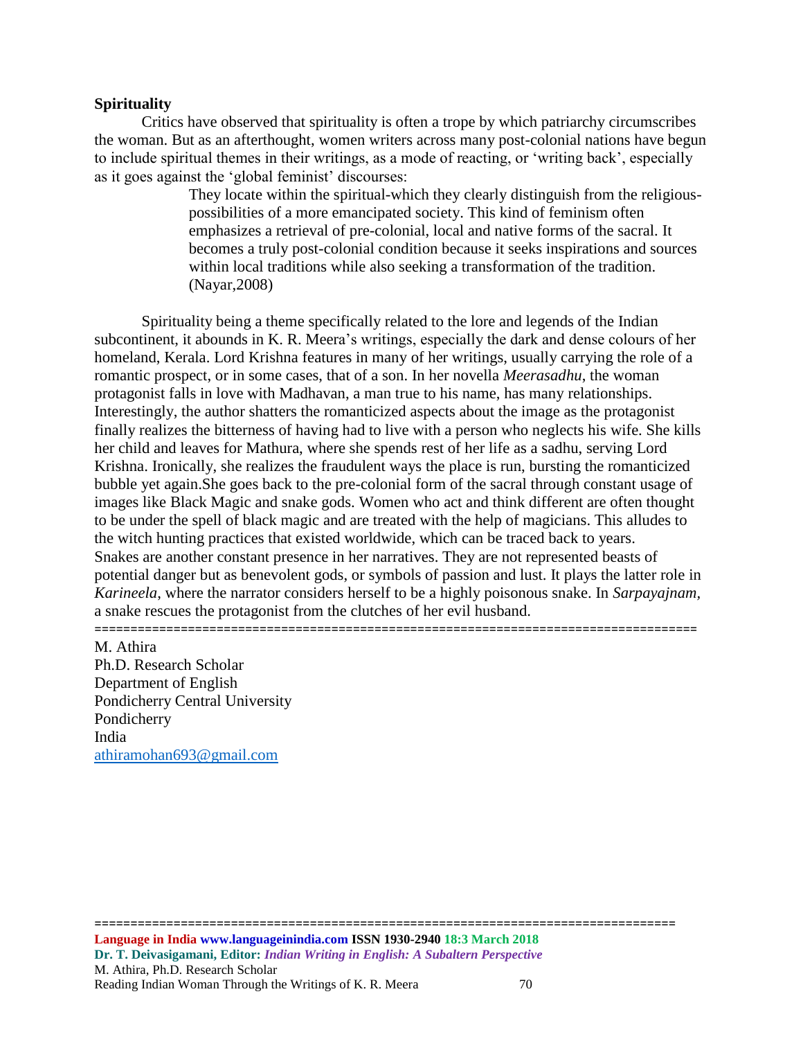**Spirituality**

Critics have observed that spirituality is often a trope by which patriarchy circumscribes the woman. But as an afterthought, women writers across many post-colonial nations have begun to include spiritual themes in their writings, as a mode of reacting, or 'writing back', especially as it goes against the 'global feminist' discourses:

> They locate within the spiritual-which they clearly distinguish from the religious-possibilities of a more emancipated society. This kind of feminism often emphasizes a retrieval of pre-colonial, local and native forms of the sacral. It becomes a truly post-colonial condition because it seeks inspirations and sources within local traditions while also seeking a transformation of the tradition. (Nayar,2008)

Spirituality being a theme specifically related to the lore and legends of the Indian subcontinent, it abounds in K. R. Meera's writings, especially the dark and dense colours of her homeland, Kerala. Lord Krishna features in many of her writings, usually carrying the role of a romantic prospect, or in some cases, that of a son. In her novella *Meerasadhu*, the woman protagonist falls in love with Madhavan, a man true to his name, has many relationships. Interestingly, the author shatters the romanticized aspects about the image as the protagonist finally realizes the bitterness of having had to live with a person who neglects his wife. She kills her child and leaves for Mathura, where she spends rest of her life as a sadhu, serving Lord Krishna. Ironically, she realizes the fraudulent ways the place is run, bursting the romanticized bubble yet again.She goes back to the pre-colonial form of the sacral through constant usage of images like Black Magic and snake gods. Women who act and think different are often thought to be under the spell of black magic and are treated with the help of magicians. This alludes to the witch hunting practices that existed worldwide, which can be traced back to years. Snakes are another constant presence in her narratives. They are not represented beasts of potential danger but as benevolent gods, or symbols of passion and lust. It plays the latter role in *Karineela*, where the narrator considers herself to be a highly poisonous snake. In *Sarpayajnam*, a snake rescues the protagonist from the clutches of her evil husband.

=================================================================================

M. Athira
Ph.D. Research Scholar
Department of English
Pondicherry Central University
Pondicherry
India
athiramohan693@gmail.com